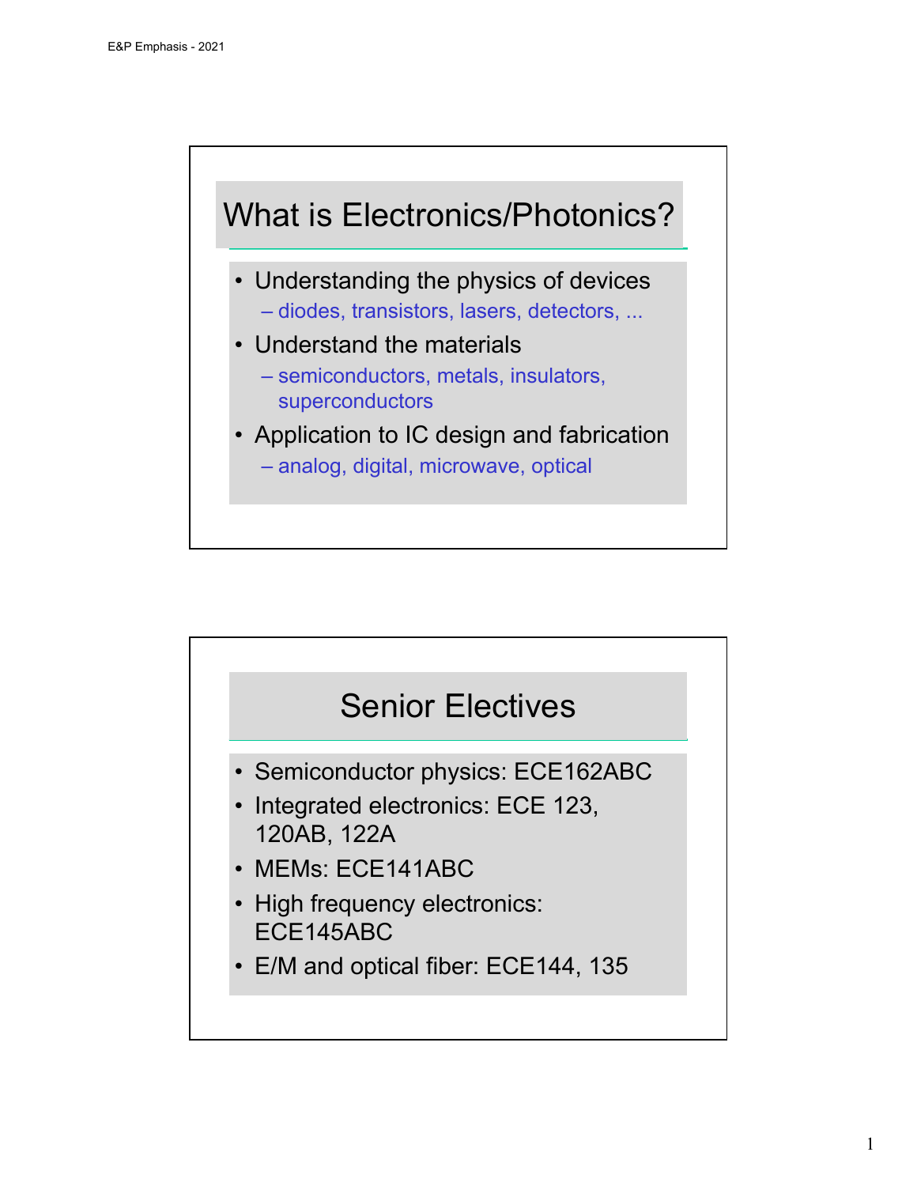## What is Electronics/Photonics?

- Understanding the physics of devices
  - diodes, transistors, lasers, detectors, ...
- Understand the materials
  - semiconductors, metals, insulators, superconductors
- Application to IC design and fabrication
  - analog, digital, microwave, optical

## Senior Electives

- Semiconductor physics: ECE162ABC
- Integrated electronics: ECE 123, 120AB, 122A
- MEMs: ECE141ABC
- High frequency electronics: ECE145ABC
- E/M and optical fiber: ECE144, 135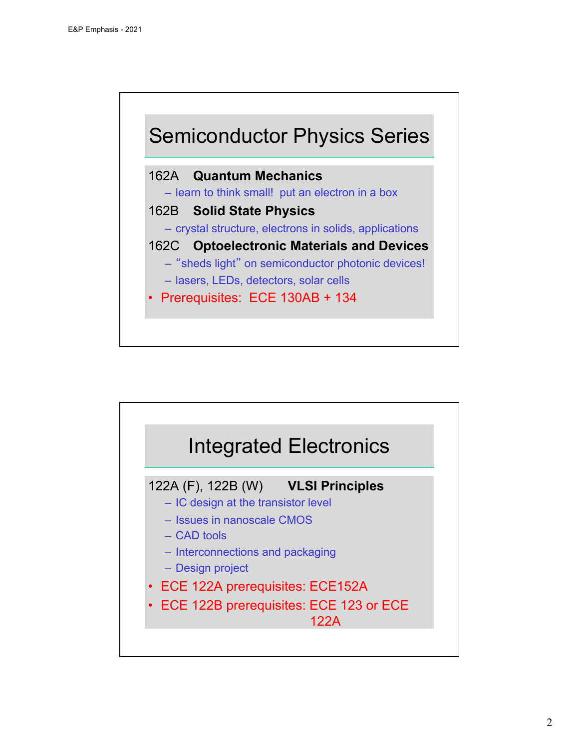## Semiconductor Physics Series

162A **Quantum Mechanics**

- learn to think small! put an electron in a box

162B **Solid State Physics**

- crystal structure, electrons in solids, applications

162C **Optoelectronic Materials and Devices**

- "sheds light" on semiconductor photonic devices!
- lasers, LEDs, detectors, solar cells

- Prerequisites: ECE 130AB + 134

## Integrated Electronics

122A (F), 122B (W) **VLSI Principles**

- IC design at the transistor level
- Issues in nanoscale CMOS
- CAD tools
- Interconnections and packaging
- Design project

- ECE 122A prerequisites: ECE152A
- ECE 122B prerequisites: ECE 123 or ECE 122A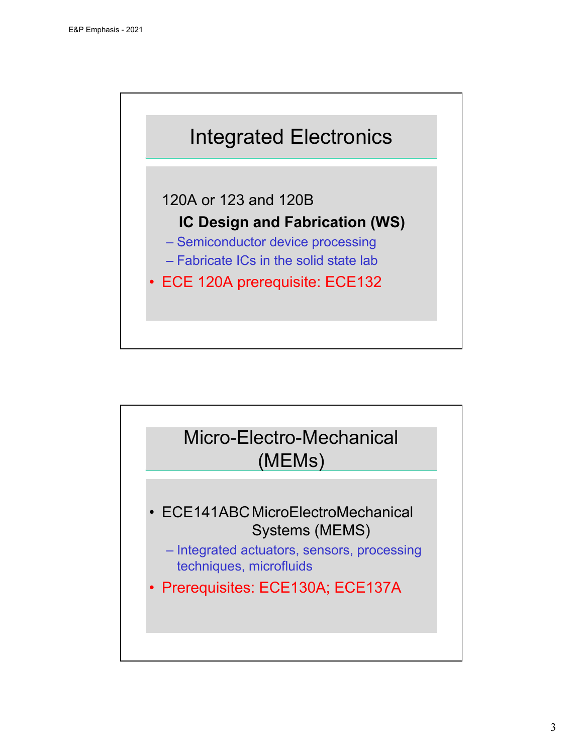## Integrated Electronics

120A or 123 and 120B

**IC Design and Fabrication (WS)**

- Semiconductor device processing
- Fabricate ICs in the solid state lab

- ECE 120A prerequisite: ECE132

## Micro-Electro-Mechanical (MEMs)

- ECE141ABC MicroElectroMechanical Systems (MEMS)
  - Integrated actuators, sensors, processing techniques, microfluids
- Prerequisites: ECE130A; ECE137A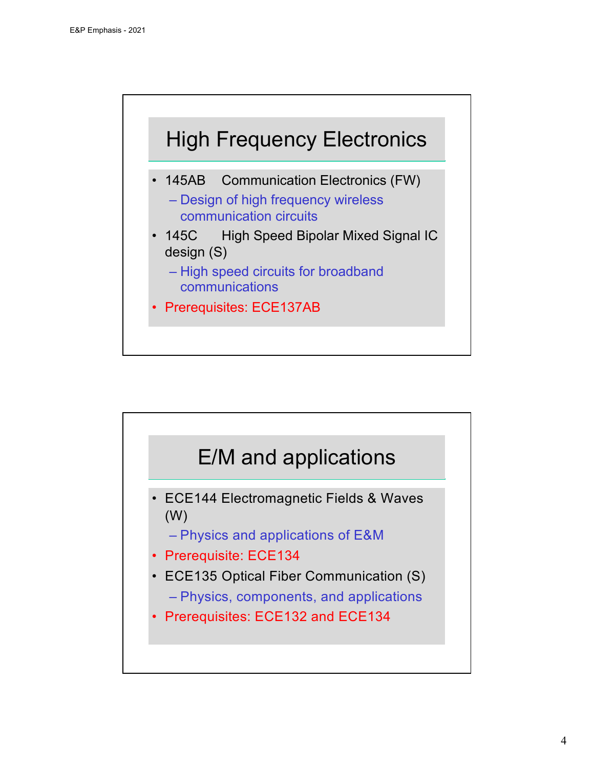## High Frequency Electronics

- 145AB Communication Electronics (FW)
  - Design of high frequency wireless communication circuits
- 145C High Speed Bipolar Mixed Signal IC design (S)
  - High speed circuits for broadband communications
- Prerequisites: ECE137AB

## E/M and applications

- ECE144 Electromagnetic Fields & Waves (W)
  - Physics and applications of E&M
- Prerequisite: ECE134
- ECE135 Optical Fiber Communication (S)
  - Physics, components, and applications
- Prerequisites: ECE132 and ECE134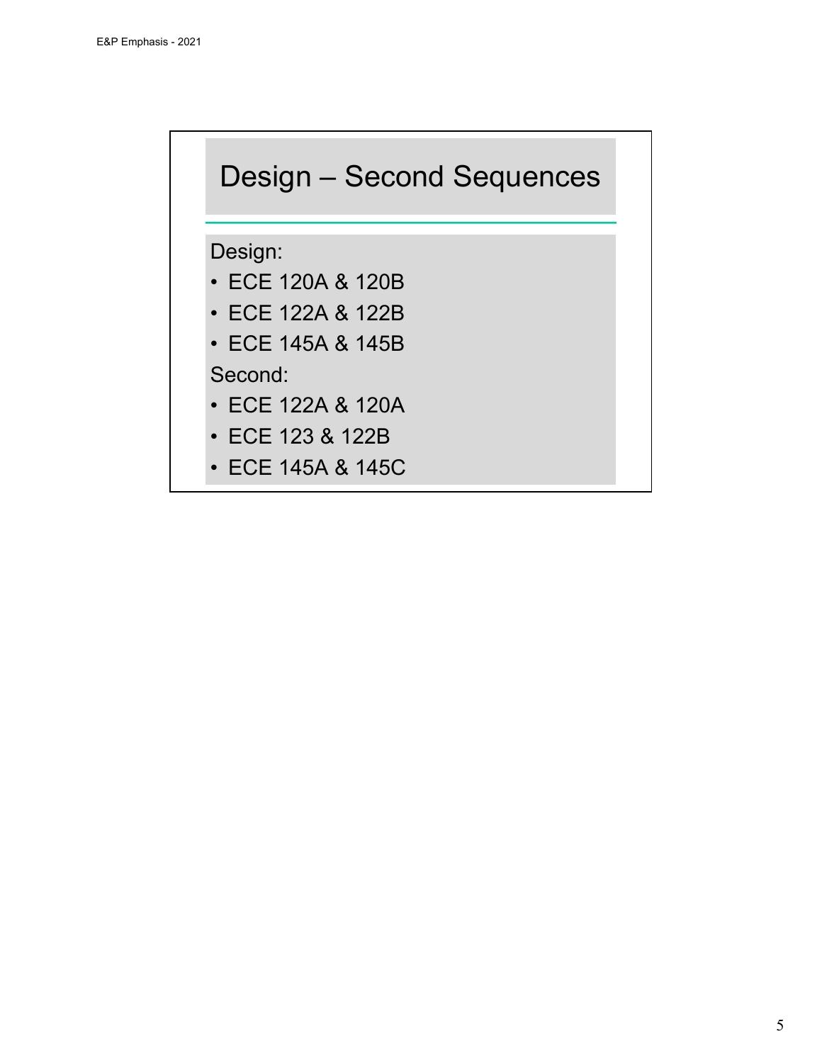# Design – Second Sequences

Design:

- ECE 120A & 120B
- ECE 122A & 122B
- ECE 145A & 145B

Second:

- ECE 122A & 120A
- ECE 123 & 122B
- ECE 145A & 145C